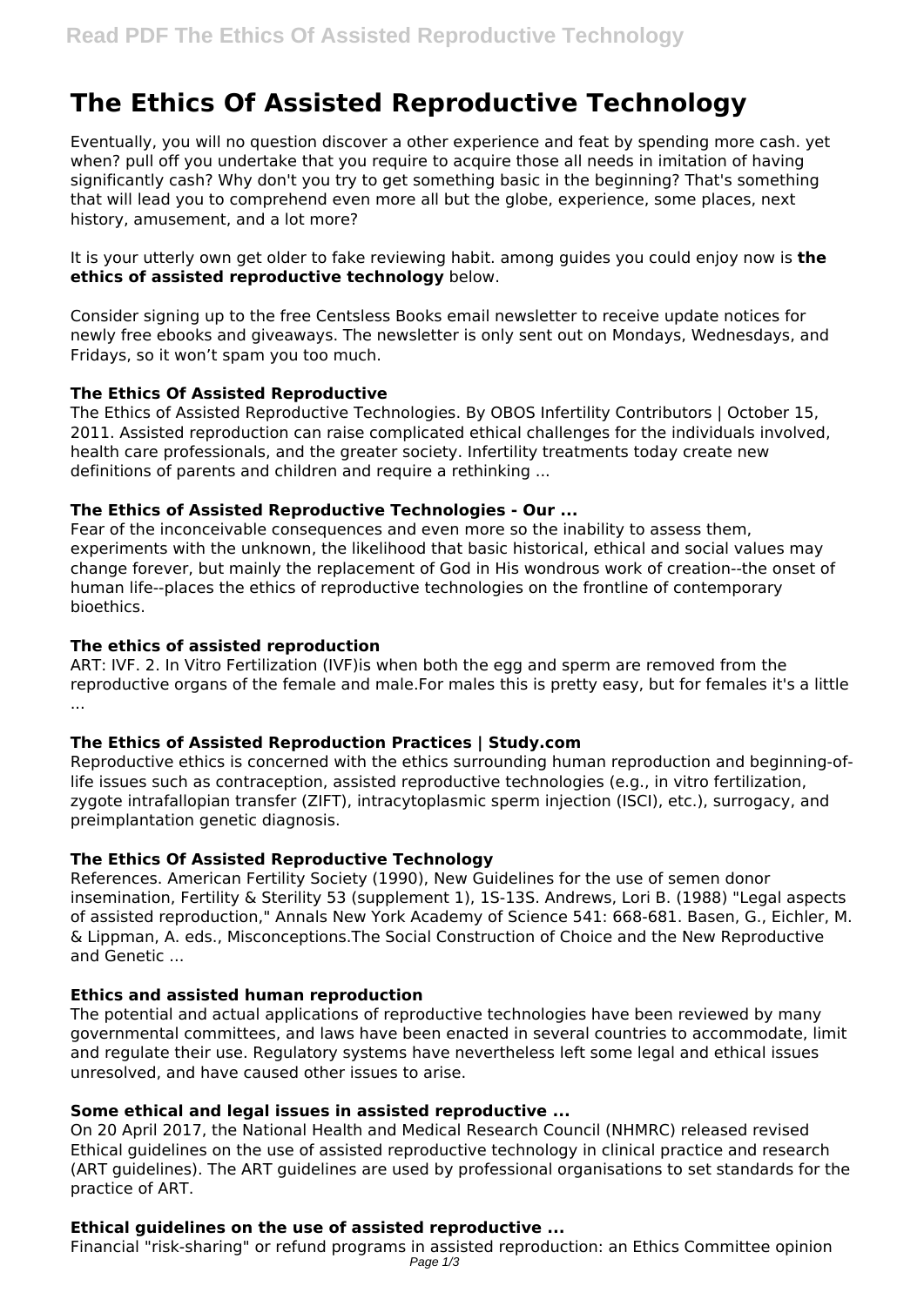# The Ethics Of Assisted Reproductive Technology

Eventually, you will no question discover a other experience and feat by spending more cash. yet when? pull off you undertake that you require to acquire those all needs in imitation of having significantly cash? Why don't you try to get something basic in the beginning? That's something that will lead you to comprehend even more all but the globe, experience, some places, next history, amusement, and a lot more?

It is your utterly own get older to fake reviewing habit. among guides you could enjoy now is **the ethics of assisted reproductive technology** below.

Consider signing up to the free Centsless Books email newsletter to receive update notices for newly free ebooks and giveaways. The newsletter is only sent out on Mondays, Wednesdays, and Fridays, so it won't spam you too much.

### The Ethics Of Assisted Reproductive

The Ethics of Assisted Reproductive Technologies. By OBOS Infertility Contributors | October 15, 2011. Assisted reproduction can raise complicated ethical challenges for the individuals involved, health care professionals, and the greater society. Infertility treatments today create new definitions of parents and children and require a rethinking ...

### The Ethics of Assisted Reproductive Technologies - Our ...

Fear of the inconceivable consequences and even more so the inability to assess them, experiments with the unknown, the likelihood that basic historical, ethical and social values may change forever, but mainly the replacement of God in His wondrous work of creation--the onset of human life--places the ethics of reproductive technologies on the frontline of contemporary bioethics.

### The ethics of assisted reproduction

ART: IVF. 2. In Vitro Fertilization (IVF)is when both the egg and sperm are removed from the reproductive organs of the female and male.For males this is pretty easy, but for females it's a little ...

### The Ethics of Assisted Reproduction Practices | Study.com

Reproductive ethics is concerned with the ethics surrounding human reproduction and beginning-of-life issues such as contraception, assisted reproductive technologies (e.g., in vitro fertilization, zygote intrafallopian transfer (ZIFT), intracytoplasmic sperm injection (ISCI), etc.), surrogacy, and preimplantation genetic diagnosis.

### The Ethics Of Assisted Reproductive Technology

References. American Fertility Society (1990), New Guidelines for the use of semen donor insemination, Fertility & Sterility 53 (supplement 1), 1S-13S. Andrews, Lori B. (1988) "Legal aspects of assisted reproduction," Annals New York Academy of Science 541: 668-681. Basen, G., Eichler, M. & Lippman, A. eds., Misconceptions.The Social Construction of Choice and the New Reproductive and Genetic ...

### Ethics and assisted human reproduction

The potential and actual applications of reproductive technologies have been reviewed by many governmental committees, and laws have been enacted in several countries to accommodate, limit and regulate their use. Regulatory systems have nevertheless left some legal and ethical issues unresolved, and have caused other issues to arise.

### Some ethical and legal issues in assisted reproductive ...

On 20 April 2017, the National Health and Medical Research Council (NHMRC) released revised Ethical guidelines on the use of assisted reproductive technology in clinical practice and research (ART guidelines). The ART guidelines are used by professional organisations to set standards for the practice of ART.

### Ethical guidelines on the use of assisted reproductive ...

Financial "risk-sharing" or refund programs in assisted reproduction: an Ethics Committee opinion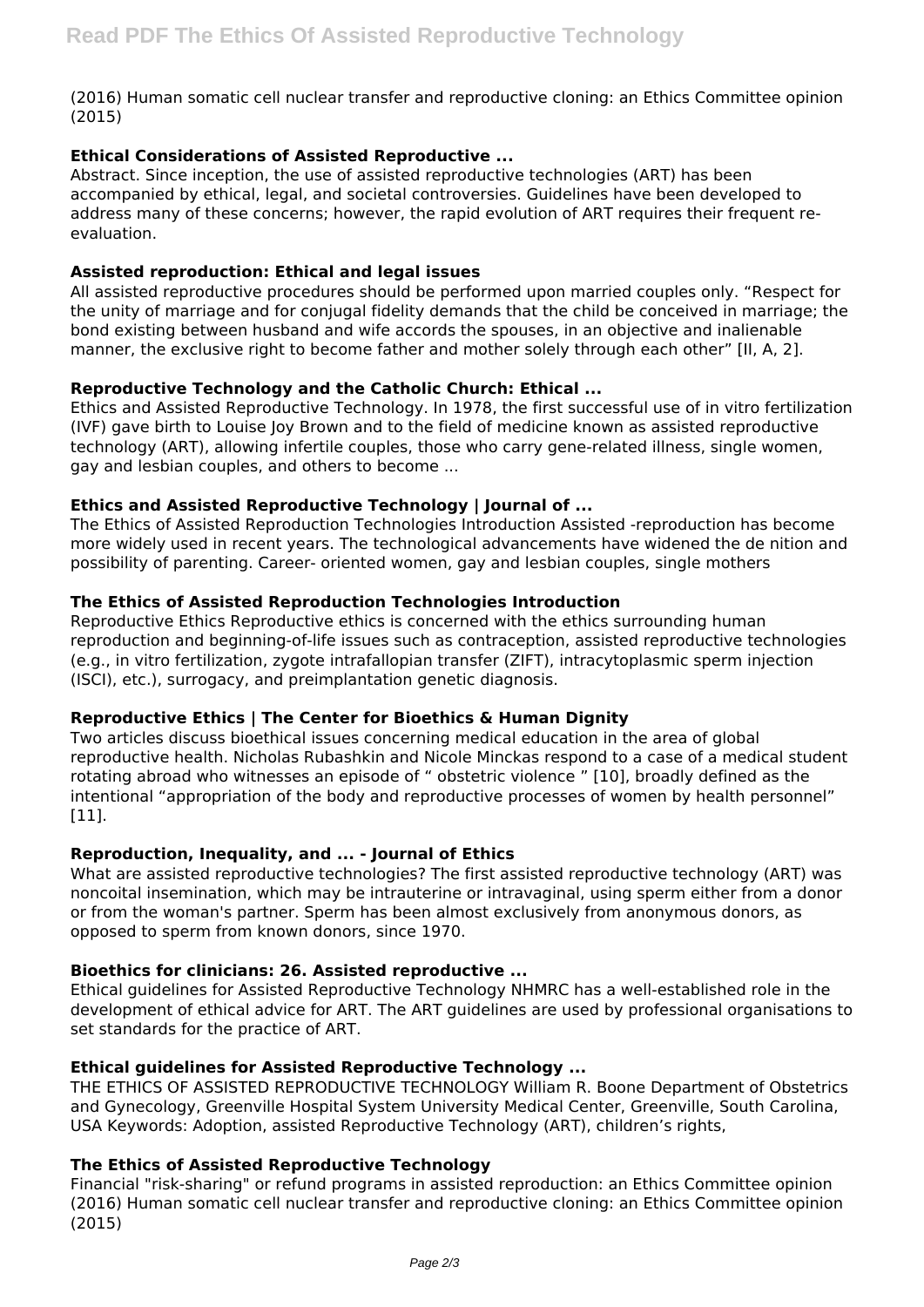(2016) Human somatic cell nuclear transfer and reproductive cloning: an Ethics Committee opinion (2015)

### Ethical Considerations of Assisted Reproductive ...

Abstract. Since inception, the use of assisted reproductive technologies (ART) has been accompanied by ethical, legal, and societal controversies. Guidelines have been developed to address many of these concerns; however, the rapid evolution of ART requires their frequent re-evaluation.

### Assisted reproduction: Ethical and legal issues

All assisted reproductive procedures should be performed upon married couples only. "Respect for the unity of marriage and for conjugal fidelity demands that the child be conceived in marriage; the bond existing between husband and wife accords the spouses, in an objective and inalienable manner, the exclusive right to become father and mother solely through each other" [II, A, 2].

### Reproductive Technology and the Catholic Church: Ethical ...

Ethics and Assisted Reproductive Technology. In 1978, the first successful use of in vitro fertilization (IVF) gave birth to Louise Joy Brown and to the field of medicine known as assisted reproductive technology (ART), allowing infertile couples, those who carry gene-related illness, single women, gay and lesbian couples, and others to become ...

### Ethics and Assisted Reproductive Technology | Journal of ...

The Ethics of Assisted Reproduction Technologies Introduction Assisted -reproduction has become more widely used in recent years. The technological advancements have widened the de nition and possibility of parenting. Career- oriented women, gay and lesbian couples, single mothers

### The Ethics of Assisted Reproduction Technologies Introduction

Reproductive Ethics Reproductive ethics is concerned with the ethics surrounding human reproduction and beginning-of-life issues such as contraception, assisted reproductive technologies (e.g., in vitro fertilization, zygote intrafallopian transfer (ZIFT), intracytoplasmic sperm injection (ISCI), etc.), surrogacy, and preimplantation genetic diagnosis.

### Reproductive Ethics | The Center for Bioethics & Human Dignity

Two articles discuss bioethical issues concerning medical education in the area of global reproductive health. Nicholas Rubashkin and Nicole Minckas respond to a case of a medical student rotating abroad who witnesses an episode of " obstetric violence " [10], broadly defined as the intentional "appropriation of the body and reproductive processes of women by health personnel" [11].

### Reproduction, Inequality, and ... - Journal of Ethics

What are assisted reproductive technologies? The first assisted reproductive technology (ART) was noncoital insemination, which may be intrauterine or intravaginal, using sperm either from a donor or from the woman's partner. Sperm has been almost exclusively from anonymous donors, as opposed to sperm from known donors, since 1970.

### Bioethics for clinicians: 26. Assisted reproductive ...

Ethical guidelines for Assisted Reproductive Technology NHMRC has a well-established role in the development of ethical advice for ART. The ART guidelines are used by professional organisations to set standards for the practice of ART.

### Ethical guidelines for Assisted Reproductive Technology ...

THE ETHICS OF ASSISTED REPRODUCTIVE TECHNOLOGY William R. Boone Department of Obstetrics and Gynecology, Greenville Hospital System University Medical Center, Greenville, South Carolina, USA Keywords: Adoption, assisted Reproductive Technology (ART), children's rights,

### The Ethics of Assisted Reproductive Technology

Financial "risk-sharing" or refund programs in assisted reproduction: an Ethics Committee opinion (2016) Human somatic cell nuclear transfer and reproductive cloning: an Ethics Committee opinion (2015)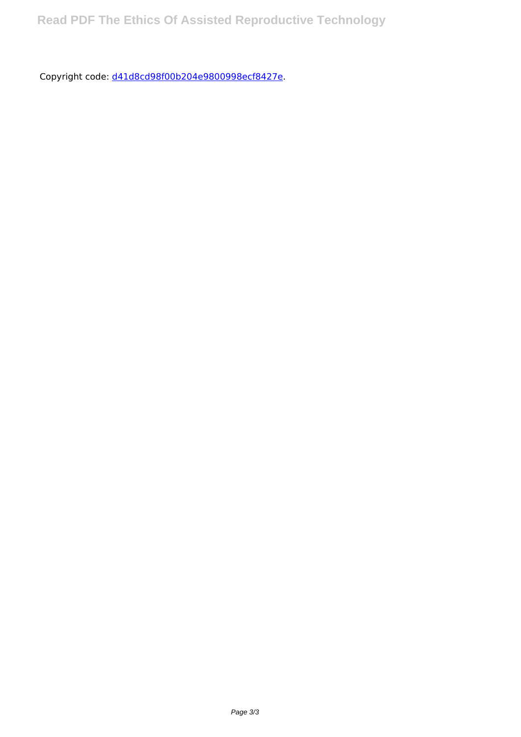Copyright code: [d41d8cd98f00b204e9800998ecf8427e](d41d8cd98f00b204e9800998ecf8427e).